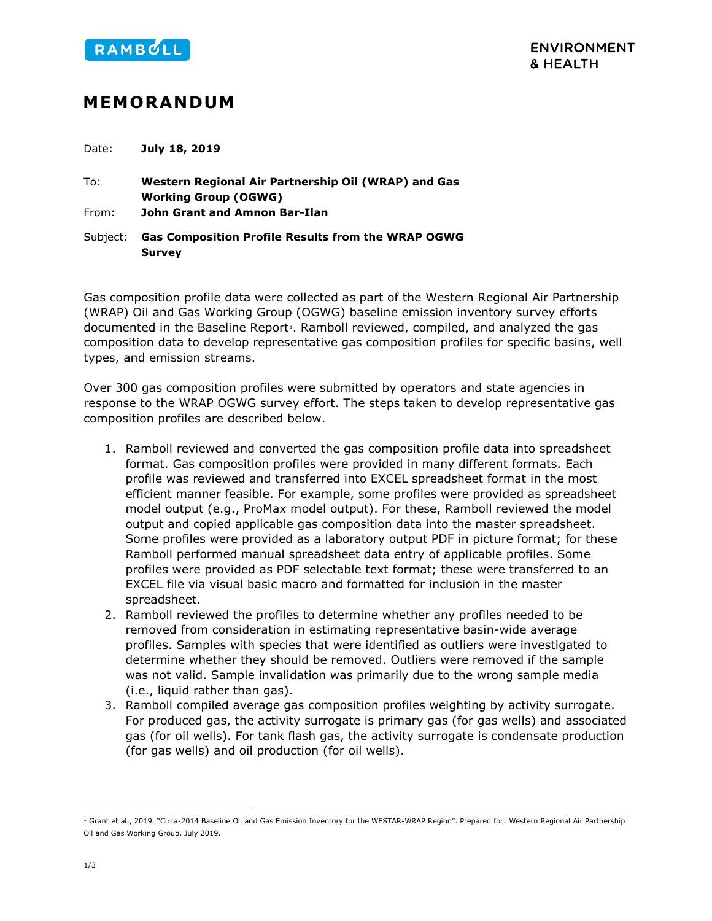RAMBOLL

ENVIRONMENT
& HEALTH

# MEMORANDUM

Date: **July 18, 2019**

To: **Western Regional Air Partnership Oil (WRAP) and Gas Working Group (OGWG)**

From: **John Grant and Amnon Bar-Ilan**

Subject: **Gas Composition Profile Results from the WRAP OGWG Survey**

Gas composition profile data were collected as part of the Western Regional Air Partnership (WRAP) Oil and Gas Working Group (OGWG) baseline emission inventory survey efforts documented in the Baseline Report[1]. Ramboll reviewed, compiled, and analyzed the gas composition data to develop representative gas composition profiles for specific basins, well types, and emission streams.

Over 300 gas composition profiles were submitted by operators and state agencies in response to the WRAP OGWG survey effort. The steps taken to develop representative gas composition profiles are described below.

1. Ramboll reviewed and converted the gas composition profile data into spreadsheet format. Gas composition profiles were provided in many different formats. Each profile was reviewed and transferred into EXCEL spreadsheet format in the most efficient manner feasible. For example, some profiles were provided as spreadsheet model output (e.g., ProMax model output). For these, Ramboll reviewed the model output and copied applicable gas composition data into the master spreadsheet. Some profiles were provided as a laboratory output PDF in picture format; for these Ramboll performed manual spreadsheet data entry of applicable profiles. Some profiles were provided as PDF selectable text format; these were transferred to an EXCEL file via visual basic macro and formatted for inclusion in the master spreadsheet.
2. Ramboll reviewed the profiles to determine whether any profiles needed to be removed from consideration in estimating representative basin-wide average profiles. Samples with species that were identified as outliers were investigated to determine whether they should be removed. Outliers were removed if the sample was not valid. Sample invalidation was primarily due to the wrong sample media (i.e., liquid rather than gas).
3. Ramboll compiled average gas composition profiles weighting by activity surrogate. For produced gas, the activity surrogate is primary gas (for gas wells) and associated gas (for oil wells). For tank flash gas, the activity surrogate is condensate production (for gas wells) and oil production (for oil wells).

[1] Grant et al., 2019. "Circa-2014 Baseline Oil and Gas Emission Inventory for the WESTAR-WRAP Region". Prepared for: Western Regional Air Partnership Oil and Gas Working Group. July 2019.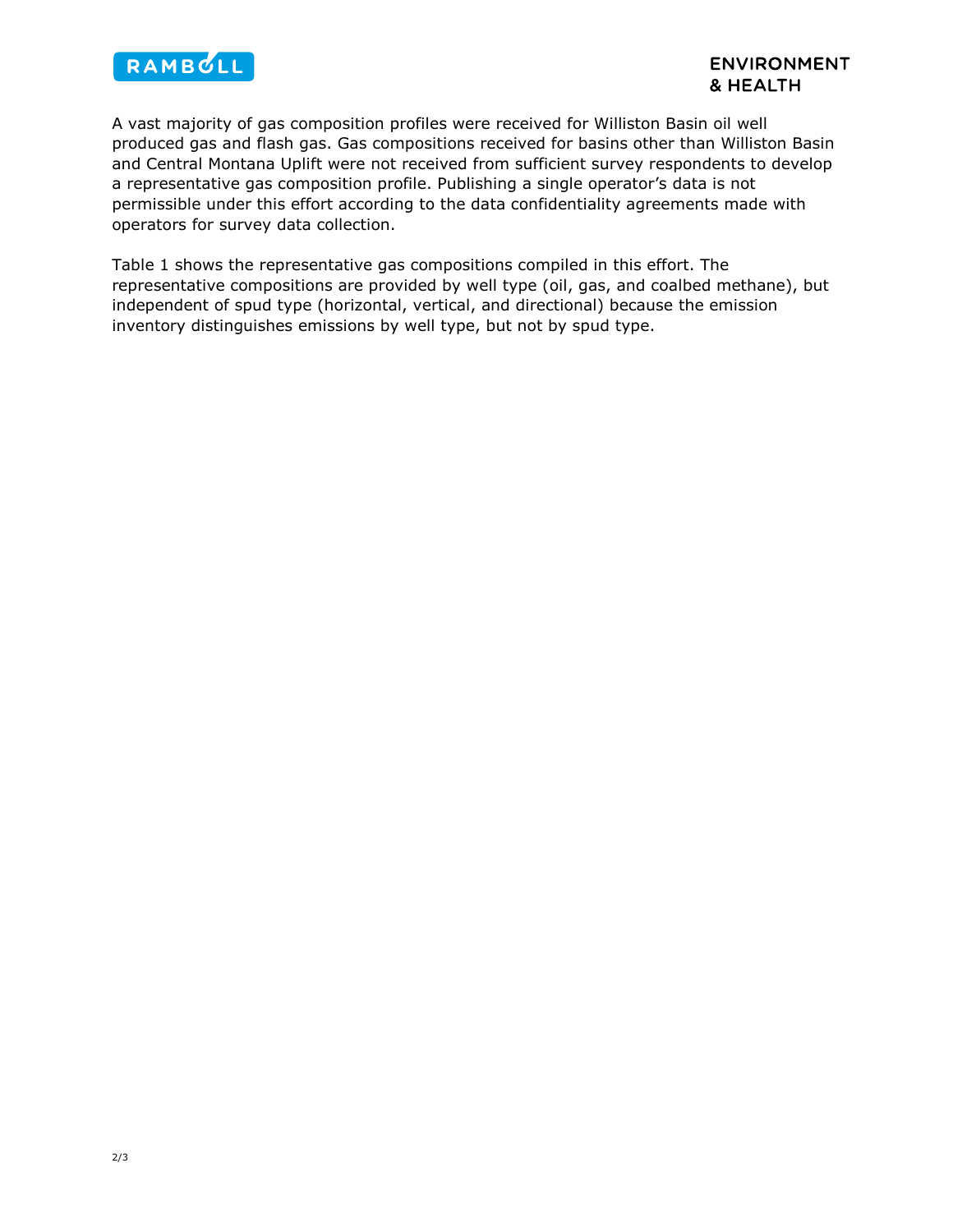A vast majority of gas composition profiles were received for Williston Basin oil well produced gas and flash gas. Gas compositions received for basins other than Williston Basin and Central Montana Uplift were not received from sufficient survey respondents to develop a representative gas composition profile. Publishing a single operator's data is not permissible under this effort according to the data confidentiality agreements made with operators for survey data collection.

Table 1 shows the representative gas compositions compiled in this effort. The representative compositions are provided by well type (oil, gas, and coalbed methane), but independent of spud type (horizontal, vertical, and directional) because the emission inventory distinguishes emissions by well type, but not by spud type.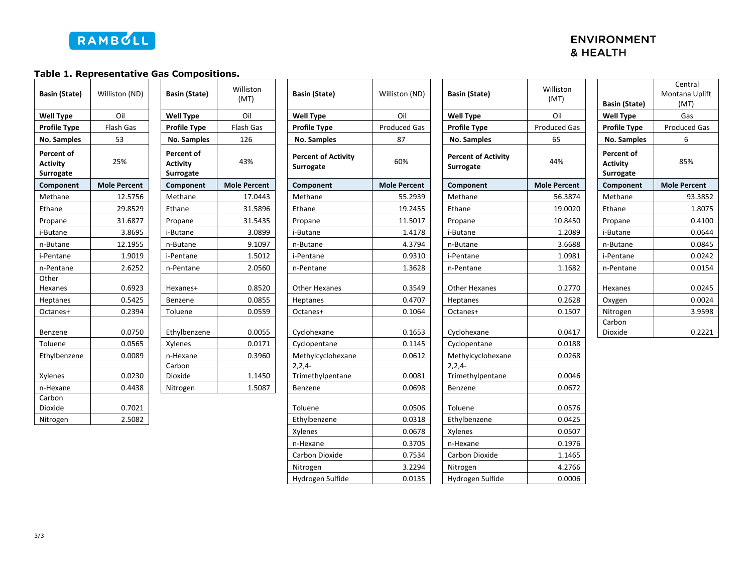### Table 1. Representative Gas Compositions.

| Basin (State) | Williston (ND) |
|---|---|
| **Well Type** | Oil |
| **Profile Type** | Flash Gas |
| **No. Samples** | 53 |
| **Percent of Activity Surrogate** | 25% |
| **Component** | **Mole Percent** |
| Methane | 12.5756 |
| Ethane | 29.8529 |
| Propane | 31.6877 |
| i-Butane | 3.8695 |
| n-Butane | 12.1955 |
| i-Pentane | 1.9019 |
| n-Pentane | 2.6252 |
| Other Hexanes | 0.6923 |
| Heptanes | 0.5425 |
| Octanes+ | 0.2394 |
| Benzene | 0.0750 |
| Toluene | 0.0565 |
| Ethylbenzene | 0.0089 |
| Xylenes | 0.0230 |
| n-Hexane | 0.4438 |
| Carbon Dioxide | 0.7021 |
| Nitrogen | 2.5082 |

| Basin (State) | Williston (MT) |
|---|---|
| **Well Type** | Oil |
| **Profile Type** | Flash Gas |
| **No. Samples** | 126 |
| **Percent of Activity Surrogate** | 43% |
| **Component** | **Mole Percent** |
| Methane | 17.0443 |
| Ethane | 31.5896 |
| Propane | 31.5435 |
| i-Butane | 3.0899 |
| n-Butane | 9.1097 |
| i-Pentane | 1.5012 |
| n-Pentane | 2.0560 |
| Hexanes+ | 0.8520 |
| Benzene | 0.0855 |
| Toluene | 0.0559 |
| Ethylbenzene | 0.0055 |
| Xylenes | 0.0171 |
| n-Hexane | 0.3960 |
| Carbon Dioxide | 1.1450 |
| Nitrogen | 1.5087 |

| Basin (State) | Williston (ND) |
|---|---|
| **Well Type** | Oil |
| **Profile Type** | Produced Gas |
| **No. Samples** | 87 |
| **Percent of Activity Surrogate** | 60% |
| **Component** | **Mole Percent** |
| Methane | 55.2939 |
| Ethane | 19.2455 |
| Propane | 11.5017 |
| i-Butane | 1.4178 |
| n-Butane | 4.3794 |
| i-Pentane | 0.9310 |
| n-Pentane | 1.3628 |
| Other Hexanes | 0.3549 |
| Heptanes | 0.4707 |
| Octanes+ | 0.1064 |
| Cyclohexane | 0.1653 |
| Cyclopentane | 0.1145 |
| Methylcyclohexane | 0.0612 |
| 2,2,4-Trimethylpentane | 0.0081 |
| Benzene | 0.0698 |
| Toluene | 0.0506 |
| Ethylbenzene | 0.0318 |
| Xylenes | 0.0678 |
| n-Hexane | 0.3705 |
| Carbon Dioxide | 0.7534 |
| Nitrogen | 3.2294 |
| Hydrogen Sulfide | 0.0135 |

| Basin (State) | Williston (MT) |
|---|---|
| **Well Type** | Oil |
| **Profile Type** | Produced Gas |
| **No. Samples** | 65 |
| **Percent of Activity Surrogate** | 44% |
| **Component** | **Mole Percent** |
| Methane | 56.3874 |
| Ethane | 19.0020 |
| Propane | 10.8450 |
| i-Butane | 1.2089 |
| n-Butane | 3.6688 |
| i-Pentane | 1.0981 |
| n-Pentane | 1.1682 |
| Other Hexanes | 0.2770 |
| Heptanes | 0.2628 |
| Octanes+ | 0.1507 |
| Cyclohexane | 0.0417 |
| Cyclopentane | 0.0188 |
| Methylcyclohexane | 0.0268 |
| 2,2,4-Trimethylpentane | 0.0046 |
| Benzene | 0.0672 |
| Toluene | 0.0576 |
| Ethylbenzene | 0.0425 |
| Xylenes | 0.0507 |
| n-Hexane | 0.1976 |
| Carbon Dioxide | 1.1465 |
| Nitrogen | 4.2766 |
| Hydrogen Sulfide | 0.0006 |

| Basin (State) | Central Montana Uplift (MT) |
|---|---|
| **Well Type** | Gas |
| **Profile Type** | Produced Gas |
| **No. Samples** | 6 |
| **Percent of Activity Surrogate** | 85% |
| **Component** | **Mole Percent** |
| Methane | 93.3852 |
| Ethane | 1.8075 |
| Propane | 0.4100 |
| i-Butane | 0.0644 |
| n-Butane | 0.0845 |
| i-Pentane | 0.0242 |
| n-Pentane | 0.0154 |
| Hexanes | 0.0245 |
| Oxygen | 0.0024 |
| Nitrogen | 3.9598 |
| Carbon Dioxide | 0.2221 |